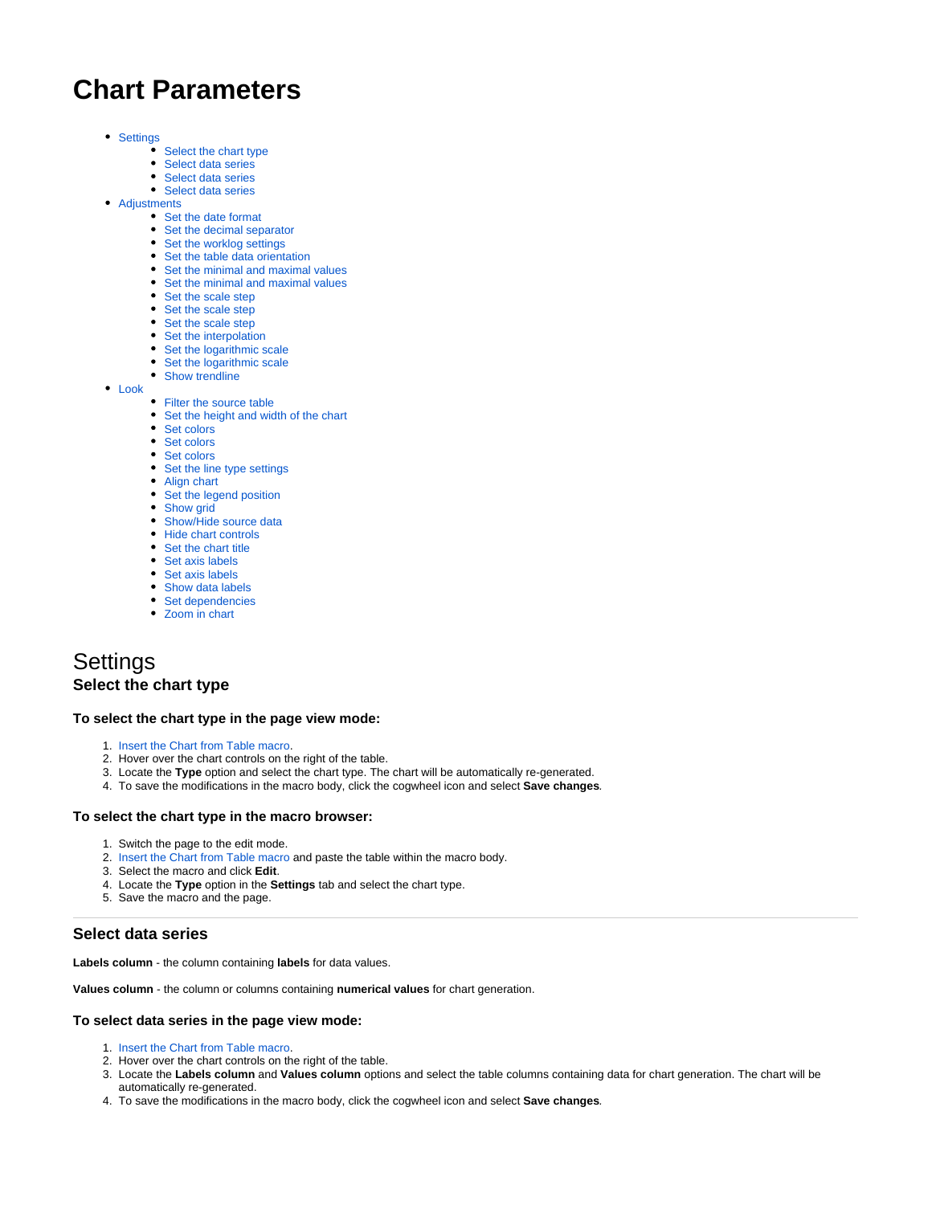# Chart Parameters

- Settings
  - Select the chart type
  - Select data series
  - Select data series
  - Select data series
- Adjustments
  - Set the date format
  - Set the decimal separator
  - Set the worklog settings
  - Set the table data orientation
  - Set the minimal and maximal values
  - Set the minimal and maximal values
  - Set the scale step
  - Set the scale step
  - Set the scale step
  - Set the interpolation
  - Set the logarithmic scale
  - Set the logarithmic scale
  - Show trendline
- Look
  - Filter the source table
  - Set the height and width of the chart
  - Set colors
  - Set colors
  - Set colors
  - Set the line type settings
  - Align chart
  - Set the legend position
  - Show grid
  - Show/Hide source data
  - Hide chart controls
  - Set the chart title
  - Set axis labels
  - Set axis labels
  - Show data labels
  - Set dependencies
  - Zoom in chart

# Settings

## Select the chart type

### To select the chart type in the page view mode:

1. Insert the Chart from Table macro.
2. Hover over the chart controls on the right of the table.
3. Locate the **Type** option and select the chart type. The chart will be automatically re-generated.
4. To save the modifications in the macro body, click the cogwheel icon and select **Save changes**.

### To select the chart type in the macro browser:

1. Switch the page to the edit mode.
2. Insert the Chart from Table macro and paste the table within the macro body.
3. Select the macro and click **Edit**.
4. Locate the **Type** option in the **Settings** tab and select the chart type.
5. Save the macro and the page.

---

## Select data series

**Labels column** - the column containing **labels** for data values.

**Values column** - the column or columns containing **numerical values** for chart generation.

### To select data series in the page view mode:

1. Insert the Chart from Table macro.
2. Hover over the chart controls on the right of the table.
3. Locate the **Labels column** and **Values column** options and select the table columns containing data for chart generation. The chart will be automatically re-generated.
4. To save the modifications in the macro body, click the cogwheel icon and select **Save changes**.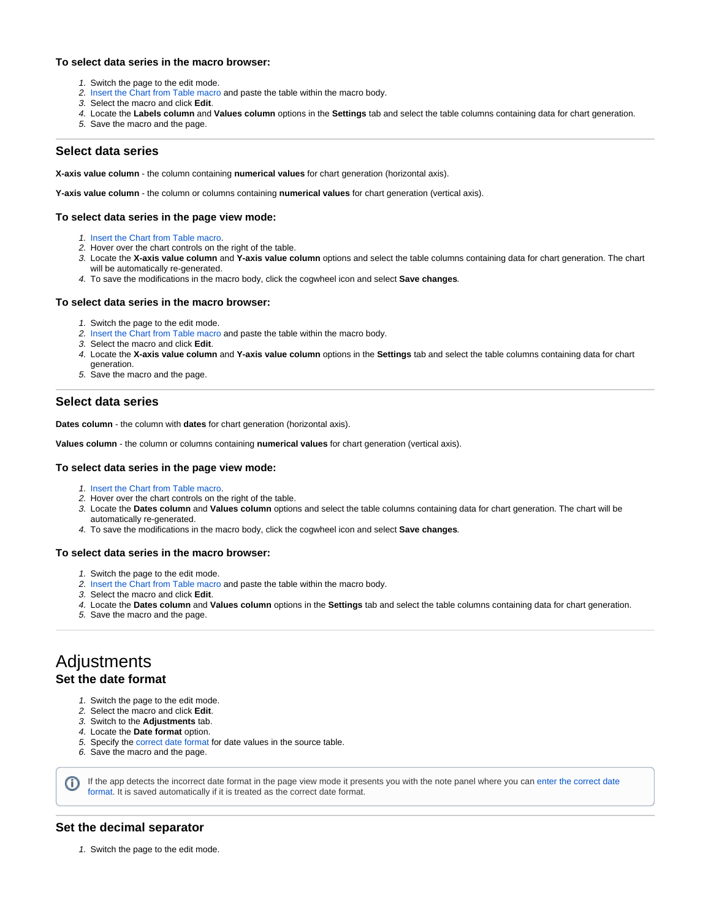#### To select data series in the macro browser:

1. Switch the page to the edit mode.
2. Insert the Chart from Table macro and paste the table within the macro body.
3. Select the macro and click **Edit**.
4. Locate the **Labels column** and **Values column** options in the **Settings** tab and select the table columns containing data for chart generation.
5. Save the macro and the page.

---

### Select data series

**X-axis value column** - the column containing **numerical values** for chart generation (horizontal axis).

**Y-axis value column** - the column or columns containing **numerical values** for chart generation (vertical axis).

#### To select data series in the page view mode:

1. Insert the Chart from Table macro.
2. Hover over the chart controls on the right of the table.
3. Locate the **X-axis value column** and **Y-axis value column** options and select the table columns containing data for chart generation. The chart will be automatically re-generated.
4. To save the modifications in the macro body, click the cogwheel icon and select **Save changes**.

#### To select data series in the macro browser:

1. Switch the page to the edit mode.
2. Insert the Chart from Table macro and paste the table within the macro body.
3. Select the macro and click **Edit**.
4. Locate the **X-axis value column** and **Y-axis value column** options in the **Settings** tab and select the table columns containing data for chart generation.
5. Save the macro and the page.

---

### Select data series

**Dates column** - the column with **dates** for chart generation (horizontal axis).

**Values column** - the column or columns containing **numerical values** for chart generation (vertical axis).

#### To select data series in the page view mode:

1. Insert the Chart from Table macro.
2. Hover over the chart controls on the right of the table.
3. Locate the **Dates column** and **Values column** options and select the table columns containing data for chart generation. The chart will be automatically re-generated.
4. To save the modifications in the macro body, click the cogwheel icon and select **Save changes**.

#### To select data series in the macro browser:

1. Switch the page to the edit mode.
2. Insert the Chart from Table macro and paste the table within the macro body.
3. Select the macro and click **Edit**.
4. Locate the **Dates column** and **Values column** options in the **Settings** tab and select the table columns containing data for chart generation.
5. Save the macro and the page.

---

# Adjustments

### Set the date format

1. Switch the page to the edit mode.
2. Select the macro and click **Edit**.
3. Switch to the **Adjustments** tab.
4. Locate the **Date format** option.
5. Specify the correct date format for date values in the source table.
6. Save the macro and the page.

> If the app detects the incorrect date format in the page view mode it presents you with the note panel where you can enter the correct date format. It is saved automatically if it is treated as the correct date format.

---

### Set the decimal separator

1. Switch the page to the edit mode.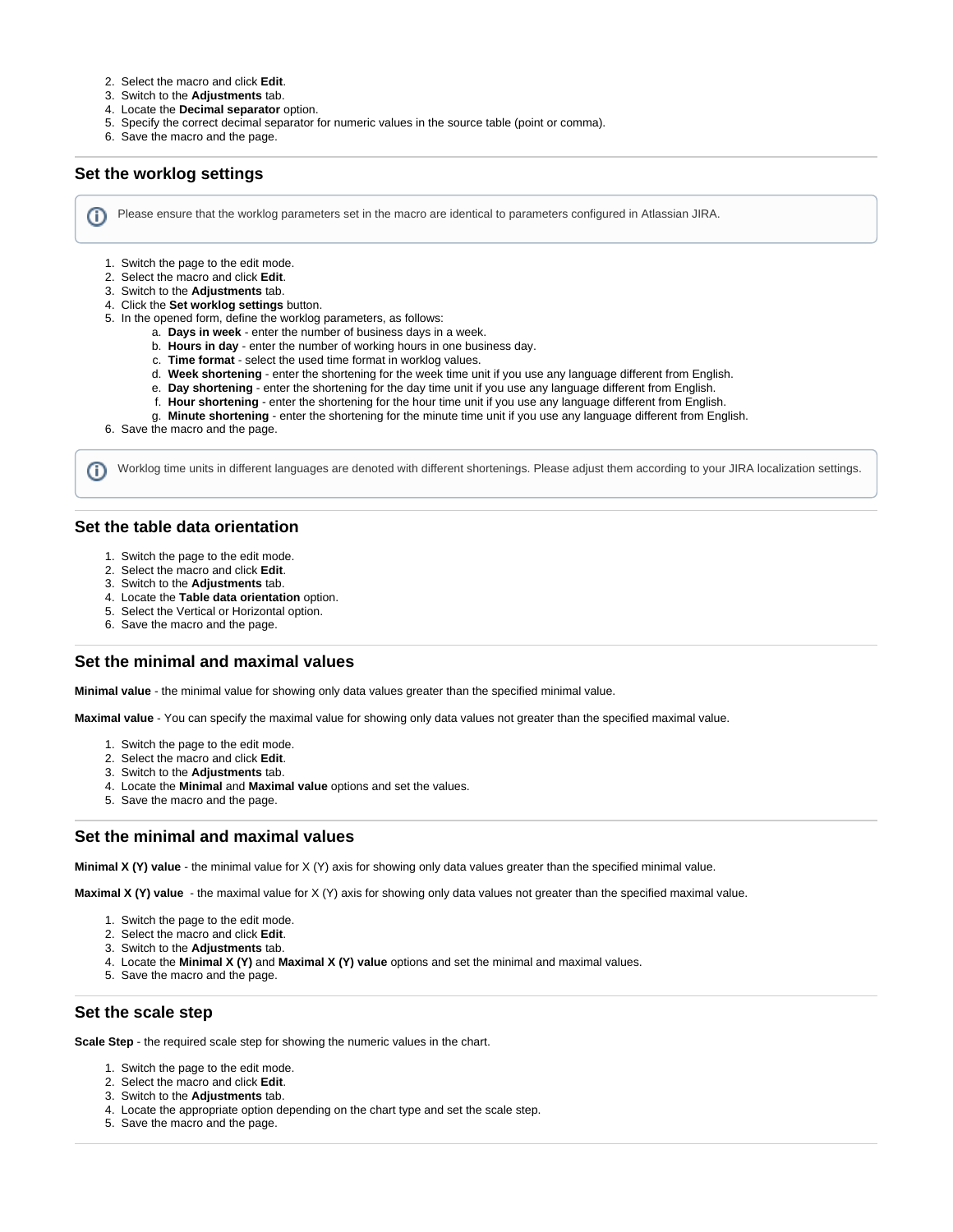2. Select the macro and click **Edit**.
3. Switch to the **Adjustments** tab.
4. Locate the **Decimal separator** option.
5. Specify the correct decimal separator for numeric values in the source table (point or comma).
6. Save the macro and the page.

## Set the worklog settings

> Please ensure that the worklog parameters set in the macro are identical to parameters configured in Atlassian JIRA.

1. Switch the page to the edit mode.
2. Select the macro and click **Edit**.
3. Switch to the **Adjustments** tab.
4. Click the **Set worklog settings** button.
5. In the opened form, define the worklog parameters, as follows:
   a. **Days in week** - enter the number of business days in a week.
   b. **Hours in day** - enter the number of working hours in one business day.
   c. **Time format** - select the used time format in worklog values.
   d. **Week shortening** - enter the shortening for the week time unit if you use any language different from English.
   e. **Day shortening** - enter the shortening for the day time unit if you use any language different from English.
   f. **Hour shortening** - enter the shortening for the hour time unit if you use any language different from English.
   g. **Minute shortening** - enter the shortening for the minute time unit if you use any language different from English.
6. Save the macro and the page.

> Worklog time units in different languages are denoted with different shortenings. Please adjust them according to your JIRA localization settings.

## Set the table data orientation

1. Switch the page to the edit mode.
2. Select the macro and click **Edit**.
3. Switch to the **Adjustments** tab.
4. Locate the **Table data orientation** option.
5. Select the Vertical or Horizontal option.
6. Save the macro and the page.

## Set the minimal and maximal values

**Minimal value** - the minimal value for showing only data values greater than the specified minimal value.

**Maximal value** - You can specify the maximal value for showing only data values not greater than the specified maximal value.

1. Switch the page to the edit mode.
2. Select the macro and click **Edit**.
3. Switch to the **Adjustments** tab.
4. Locate the **Minimal** and **Maximal value** options and set the values.
5. Save the macro and the page.

## Set the minimal and maximal values

**Minimal X (Y) value** - the minimal value for X (Y) axis for showing only data values greater than the specified minimal value.

**Maximal X (Y) value** - the maximal value for X (Y) axis for showing only data values not greater than the specified maximal value.

1. Switch the page to the edit mode.
2. Select the macro and click **Edit**.
3. Switch to the **Adjustments** tab.
4. Locate the **Minimal X (Y)** and **Maximal X (Y) value** options and set the minimal and maximal values.
5. Save the macro and the page.

## Set the scale step

**Scale Step** - the required scale step for showing the numeric values in the chart.

1. Switch the page to the edit mode.
2. Select the macro and click **Edit**.
3. Switch to the **Adjustments** tab.
4. Locate the appropriate option depending on the chart type and set the scale step.
5. Save the macro and the page.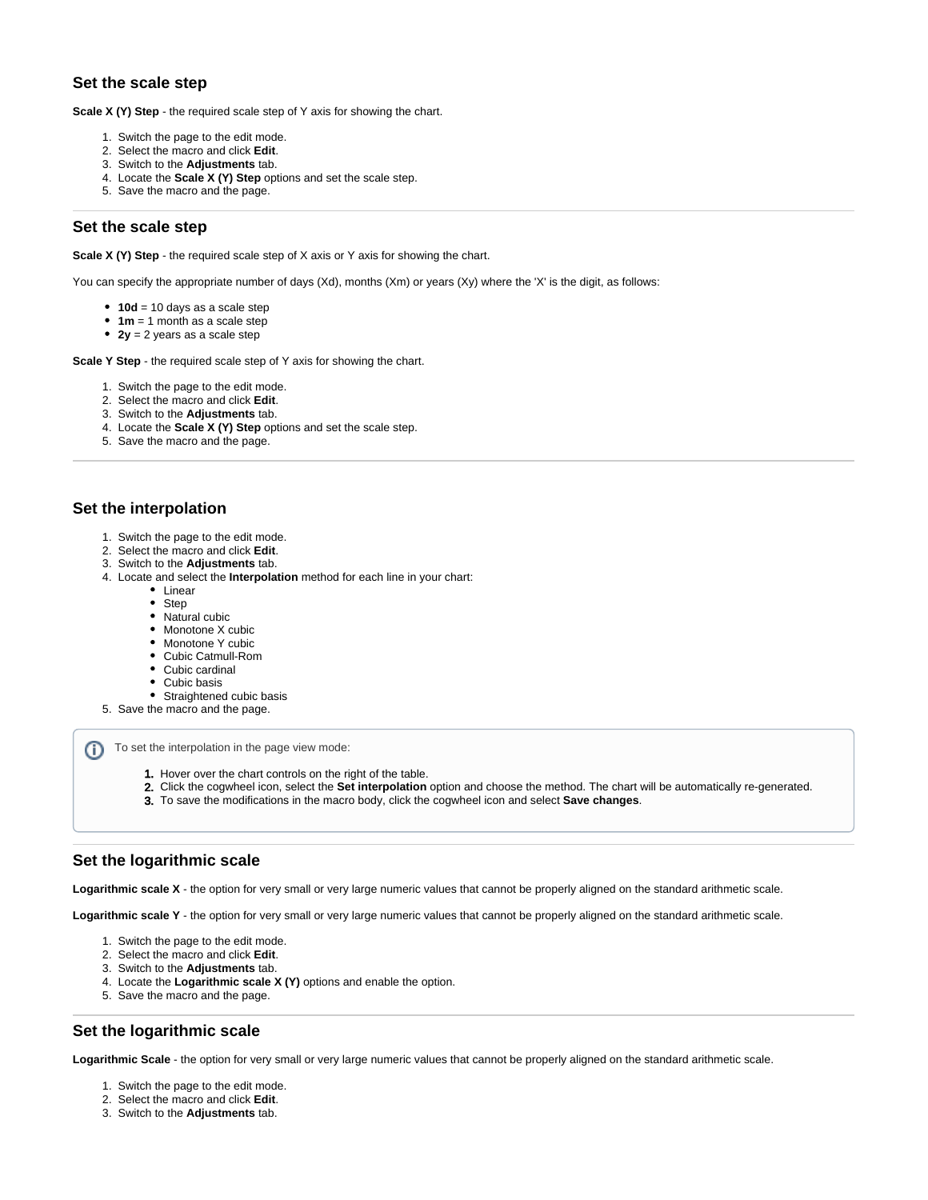### Set the scale step

**Scale X (Y) Step** - the required scale step of Y axis for showing the chart.

1. Switch the page to the edit mode.
2. Select the macro and click **Edit**.
3. Switch to the **Adjustments** tab.
4. Locate the **Scale X (Y) Step** options and set the scale step.
5. Save the macro and the page.

---

### Set the scale step

**Scale X (Y) Step** - the required scale step of X axis or Y axis for showing the chart.

You can specify the appropriate number of days (Xd), months (Xm) or years (Xy) where the 'X' is the digit, as follows:

- **10d** = 10 days as a scale step
- **1m** = 1 month as a scale step
- **2y** = 2 years as a scale step

**Scale Y Step** - the required scale step of Y axis for showing the chart.

1. Switch the page to the edit mode.
2. Select the macro and click **Edit**.
3. Switch to the **Adjustments** tab.
4. Locate the **Scale X (Y) Step** options and set the scale step.
5. Save the macro and the page.

---

### Set the interpolation

1. Switch the page to the edit mode.
2. Select the macro and click **Edit**.
3. Switch to the **Adjustments** tab.
4. Locate and select the **Interpolation** method for each line in your chart:
   - Linear
   - Step
   - Natural cubic
   - Monotone X cubic
   - Monotone Y cubic
   - Cubic Catmull-Rom
   - Cubic cardinal
   - Cubic basis
   - Straightened cubic basis
5. Save the macro and the page.

> To set the interpolation in the page view mode:
>
> 1. Hover over the chart controls on the right of the table.
> 2. Click the cogwheel icon, select the **Set interpolation** option and choose the method. The chart will be automatically re-generated.
> 3. To save the modifications in the macro body, click the cogwheel icon and select **Save changes**.

---

### Set the logarithmic scale

**Logarithmic scale X** - the option for very small or very large numeric values that cannot be properly aligned on the standard arithmetic scale.

**Logarithmic scale Y** - the option for very small or very large numeric values that cannot be properly aligned on the standard arithmetic scale.

1. Switch the page to the edit mode.
2. Select the macro and click **Edit**.
3. Switch to the **Adjustments** tab.
4. Locate the **Logarithmic scale X (Y)** options and enable the option.
5. Save the macro and the page.

---

### Set the logarithmic scale

**Logarithmic Scale** - the option for very small or very large numeric values that cannot be properly aligned on the standard arithmetic scale.

1. Switch the page to the edit mode.
2. Select the macro and click **Edit**.
3. Switch to the **Adjustments** tab.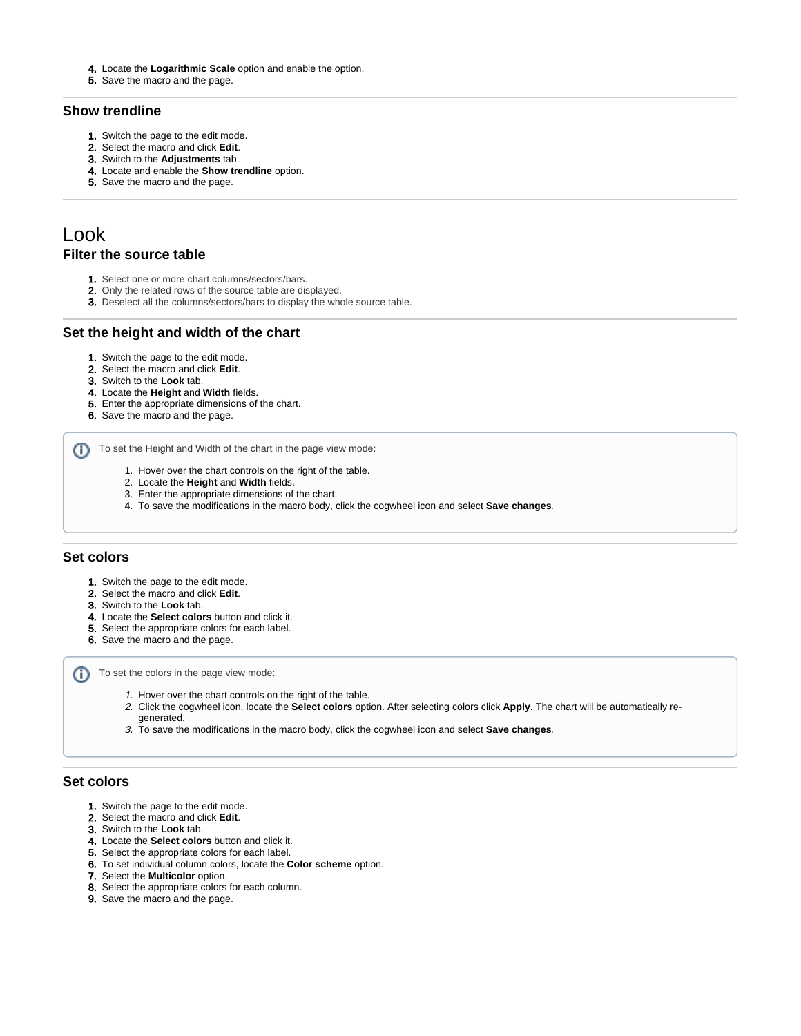4. Locate the **Logarithmic Scale** option and enable the option.
5. Save the macro and the page.

---

### Show trendline

1. Switch the page to the edit mode.
2. Select the macro and click **Edit**.
3. Switch to the **Adjustments** tab.
4. Locate and enable the **Show trendline** option.
5. Save the macro and the page.

---

## Look

### Filter the source table

1. Select one or more chart columns/sectors/bars.
2. Only the related rows of the source table are displayed.
3. Deselect all the columns/sectors/bars to display the whole source table.

---

### Set the height and width of the chart

1. Switch the page to the edit mode.
2. Select the macro and click **Edit**.
3. Switch to the **Look** tab.
4. Locate the **Height** and **Width** fields.
5. Enter the appropriate dimensions of the chart.
6. Save the macro and the page.

> To set the Height and Width of the chart in the page view mode:
>
> 1. Hover over the chart controls on the right of the table.
> 2. Locate the **Height** and **Width** fields.
> 3. Enter the appropriate dimensions of the chart.
> 4. To save the modifications in the macro body, click the cogwheel icon and select **Save changes**.

---

### Set colors

1. Switch the page to the edit mode.
2. Select the macro and click **Edit**.
3. Switch to the **Look** tab.
4. Locate the **Select colors** button and click it.
5. Select the appropriate colors for each label.
6. Save the macro and the page.

> To set the colors in the page view mode:
>
> 1. Hover over the chart controls on the right of the table.
> 2. Click the cogwheel icon, locate the **Select colors** option. After selecting colors click **Apply**. The chart will be automatically re-generated.
> 3. To save the modifications in the macro body, click the cogwheel icon and select **Save changes**.

---

### Set colors

1. Switch the page to the edit mode.
2. Select the macro and click **Edit**.
3. Switch to the **Look** tab.
4. Locate the **Select colors** button and click it.
5. Select the appropriate colors for each label.
6. To set individual column colors, locate the **Color scheme** option.
7. Select the **Multicolor** option.
8. Select the appropriate colors for each column.
9. Save the macro and the page.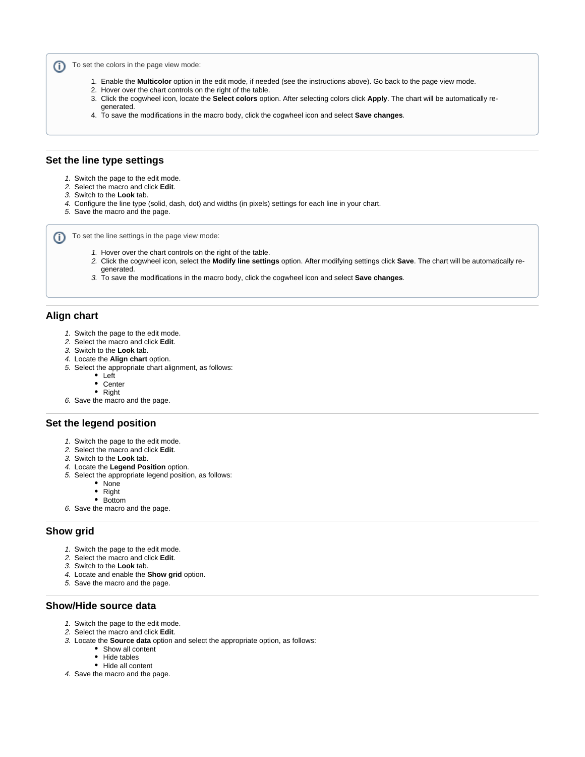> To set the colors in the page view mode:
>
> 1. Enable the **Multicolor** option in the edit mode, if needed (see the instructions above). Go back to the page view mode.
> 2. Hover over the chart controls on the right of the table.
> 3. Click the cogwheel icon, locate the **Select colors** option. After selecting colors click **Apply**. The chart will be automatically re-generated.
> 4. To save the modifications in the macro body, click the cogwheel icon and select **Save changes**.

## Set the line type settings

1. Switch the page to the edit mode.
2. Select the macro and click **Edit**.
3. Switch to the **Look** tab.
4. Configure the line type (solid, dash, dot) and widths (in pixels) settings for each line in your chart.
5. Save the macro and the page.

> To set the line settings in the page view mode:
>
> 1. Hover over the chart controls on the right of the table.
> 2. Click the cogwheel icon, select the **Modify line settings** option. After modifying settings click **Save**. The chart will be automatically re-generated.
> 3. To save the modifications in the macro body, click the cogwheel icon and select **Save changes**.

## Align chart

1. Switch the page to the edit mode.
2. Select the macro and click **Edit**.
3. Switch to the **Look** tab.
4. Locate the **Align chart** option.
5. Select the appropriate chart alignment, as follows:
   - Left
   - Center
   - Right
6. Save the macro and the page.

## Set the legend position

1. Switch the page to the edit mode.
2. Select the macro and click **Edit**.
3. Switch to the **Look** tab.
4. Locate the **Legend Position** option.
5. Select the appropriate legend position, as follows:
   - None
   - Right
   - Bottom
6. Save the macro and the page.

## Show grid

1. Switch the page to the edit mode.
2. Select the macro and click **Edit**.
3. Switch to the **Look** tab.
4. Locate and enable the **Show grid** option.
5. Save the macro and the page.

## Show/Hide source data

1. Switch the page to the edit mode.
2. Select the macro and click **Edit**.
3. Locate the **Source data** option and select the appropriate option, as follows:
   - Show all content
   - Hide tables
   - Hide all content
4. Save the macro and the page.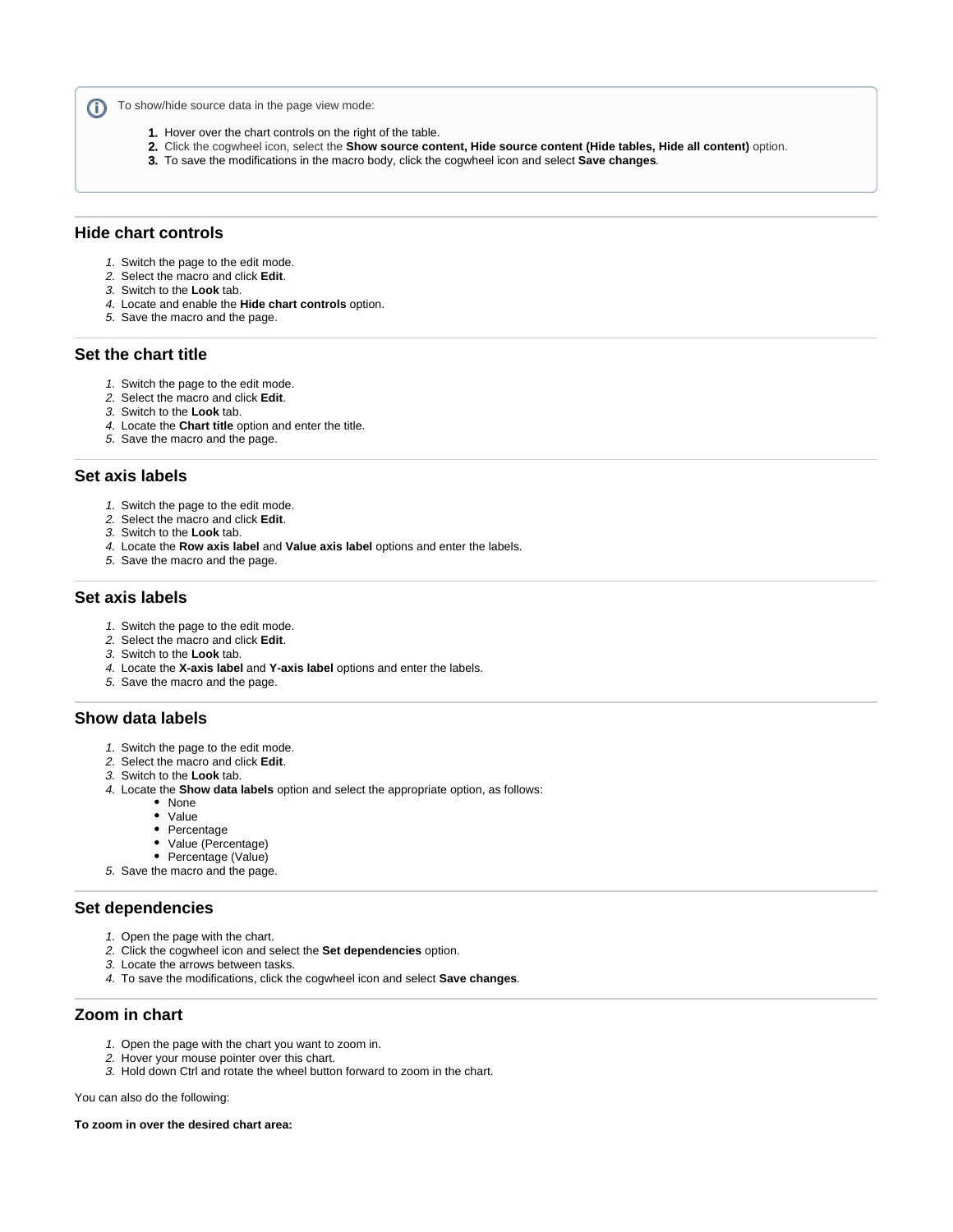> ⓘ To show/hide source data in the page view mode:
>
> 1. Hover over the chart controls on the right of the table.
> 2. Click the cogwheel icon, select the **Show source content, Hide source content (Hide tables, Hide all content)** option.
> 3. To save the modifications in the macro body, click the cogwheel icon and select **Save changes**.

### Hide chart controls

1. Switch the page to the edit mode.
2. Select the macro and click **Edit**.
3. Switch to the **Look** tab.
4. Locate and enable the **Hide chart controls** option.
5. Save the macro and the page.

### Set the chart title

1. Switch the page to the edit mode.
2. Select the macro and click **Edit**.
3. Switch to the **Look** tab.
4. Locate the **Chart title** option and enter the title.
5. Save the macro and the page.

### Set axis labels

1. Switch the page to the edit mode.
2. Select the macro and click **Edit**.
3. Switch to the **Look** tab.
4. Locate the **Row axis label** and **Value axis label** options and enter the labels.
5. Save the macro and the page.

### Set axis labels

1. Switch the page to the edit mode.
2. Select the macro and click **Edit**.
3. Switch to the **Look** tab.
4. Locate the **X-axis label** and **Y-axis label** options and enter the labels.
5. Save the macro and the page.

### Show data labels

1. Switch the page to the edit mode.
2. Select the macro and click **Edit**.
3. Switch to the **Look** tab.
4. Locate the **Show data labels** option and select the appropriate option, as follows:
    - None
    - Value
    - Percentage
    - Value (Percentage)
    - Percentage (Value)
5. Save the macro and the page.

### Set dependencies

1. Open the page with the chart.
2. Click the cogwheel icon and select the **Set dependencies** option.
3. Locate the arrows between tasks.
4. To save the modifications, click the cogwheel icon and select **Save changes**.

### Zoom in chart

1. Open the page with the chart you want to zoom in.
2. Hover your mouse pointer over this chart.
3. Hold down Ctrl and rotate the wheel button forward to zoom in the chart.

You can also do the following:

**To zoom in over the desired chart area:**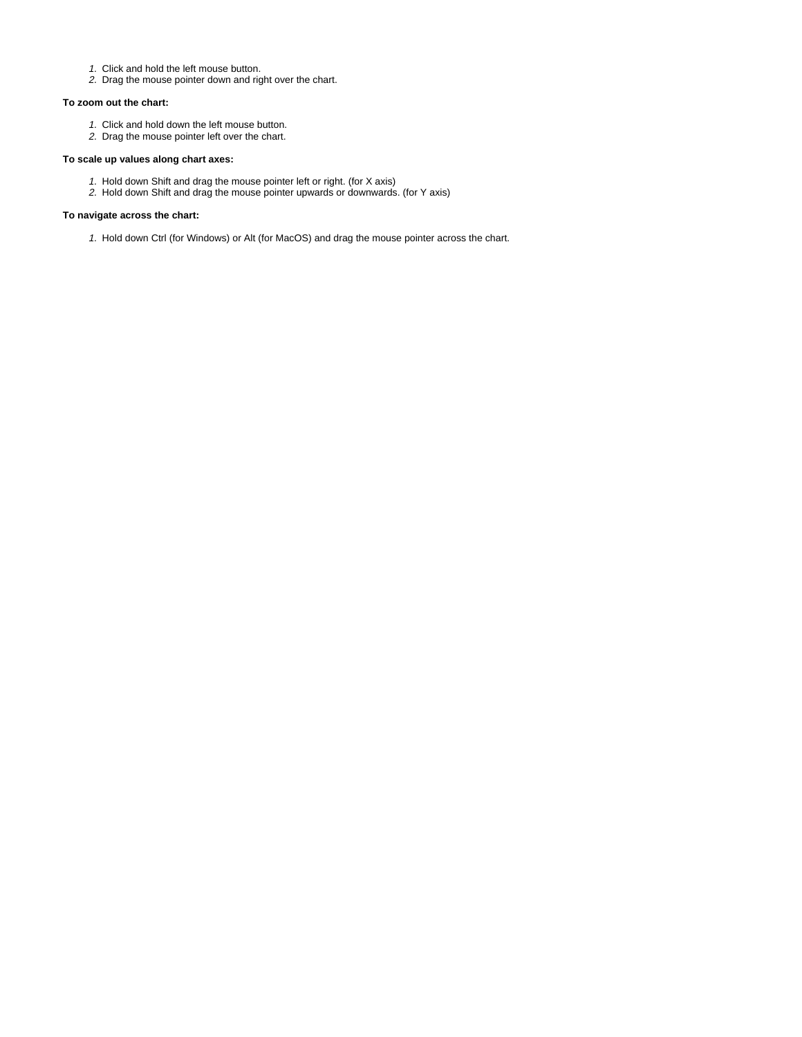1. Click and hold the left mouse button.
2. Drag the mouse pointer down and right over the chart.

**To zoom out the chart:**

1. Click and hold down the left mouse button.
2. Drag the mouse pointer left over the chart.

**To scale up values along chart axes:**

1. Hold down Shift and drag the mouse pointer left or right. (for X axis)
2. Hold down Shift and drag the mouse pointer upwards or downwards. (for Y axis)

**To navigate across the chart:**

1. Hold down Ctrl (for Windows) or Alt (for MacOS) and drag the mouse pointer across the chart.